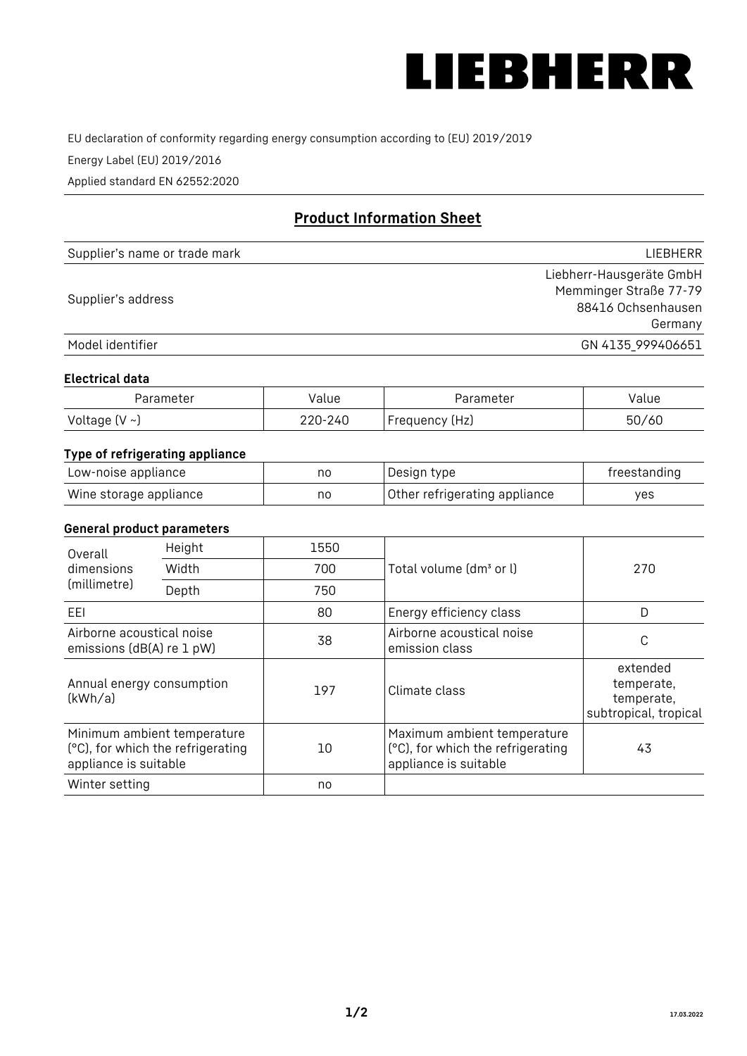# LIEBHERR

EU declaration of conformity regarding energy consumption according to (EU) 2019/2019

Energy Label (EU) 2019/2016

Applied standard EN 62552:2020

## Product Information Sheet

| | |
|---|---|
| Supplier's name or trade mark | LIEBHERR |
| Supplier's address | Liebherr-Hausgeräte GmbH<br>Memminger Straße 77-79<br>88416 Ochsenhausen<br>Germany |
| Model identifier | GN 4135_999406651 |

### Electrical data

| Parameter | Value | Parameter | Value |
|---|---|---|---|
| Voltage (V ~) | 220-240 | Frequency (Hz) | 50/60 |

### Type of refrigerating appliance

| | | | |
|---|---|---|---|
| Low-noise appliance | no | Design type | freestanding |
| Wine storage appliance | no | Other refrigerating appliance | yes |

### General product parameters

| | | | | |
|---|---|---|---|---|
| Overall dimensions (millimetre) | Height | 1550 | Total volume (dm³ or l) | 270 |
| | Width | 700 | | |
| | Depth | 750 | | |
| EEI | | 80 | Energy efficiency class | D |
| Airborne acoustical noise emissions (dB(A) re 1 pW) | | 38 | Airborne acoustical noise emission class | C |
| Annual energy consumption (kWh/a) | | 197 | Climate class | extended temperate, temperate, subtropical, tropical |
| Minimum ambient temperature (°C), for which the refrigerating appliance is suitable | | 10 | Maximum ambient temperature (°C), for which the refrigerating appliance is suitable | 43 |
| Winter setting | | no | | |

17.03.2022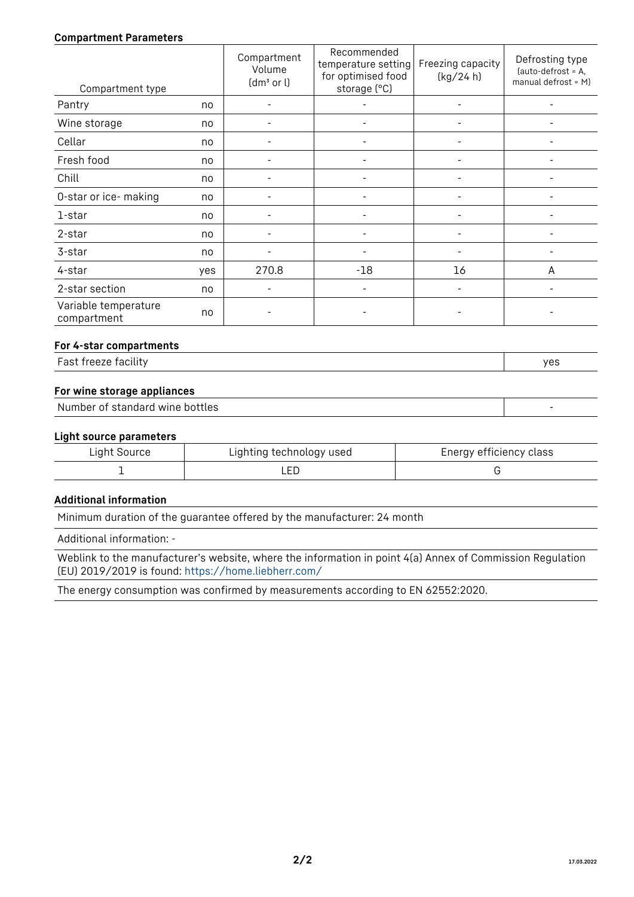### Compartment Parameters

| Compartment type | | Compartment Volume (dm³ or l) | Recommended temperature setting for optimised food storage (°C) | Freezing capacity (kg/24 h) | Defrosting type (auto-defrost = A, manual defrost = M) |
|---|---|---|---|---|---|
| Pantry | no | - | - | - | - |
| Wine storage | no | - | - | - | - |
| Cellar | no | - | - | - | - |
| Fresh food | no | - | - | - | - |
| Chill | no | - | - | - | - |
| 0-star or ice- making | no | - | - | - | - |
| 1-star | no | - | - | - | - |
| 2-star | no | - | - | - | - |
| 3-star | no | - | - | - | - |
| 4-star | yes | 270.8 | -18 | 16 | A |
| 2-star section | no | - | - | - | - |
| Variable temperature compartment | no | - | - | - | - |

### For 4-star compartments

| | |
|---|---|
| Fast freeze facility | yes |

### For wine storage appliances

| | |
|---|---|
| Number of standard wine bottles | - |

### Light source parameters

| Light Source | Lighting technology used | Energy efficiency class |
|---|---|---|
| 1 | LED | G |

### Additional information

Minimum duration of the guarantee offered by the manufacturer: 24 month

Additional information: -

Weblink to the manufacturer's website, where the information in point 4(a) Annex of Commission Regulation (EU) 2019/2019 is found: https://home.liebherr.com/

The energy consumption was confirmed by measurements according to EN 62552:2020.

17.03.2022